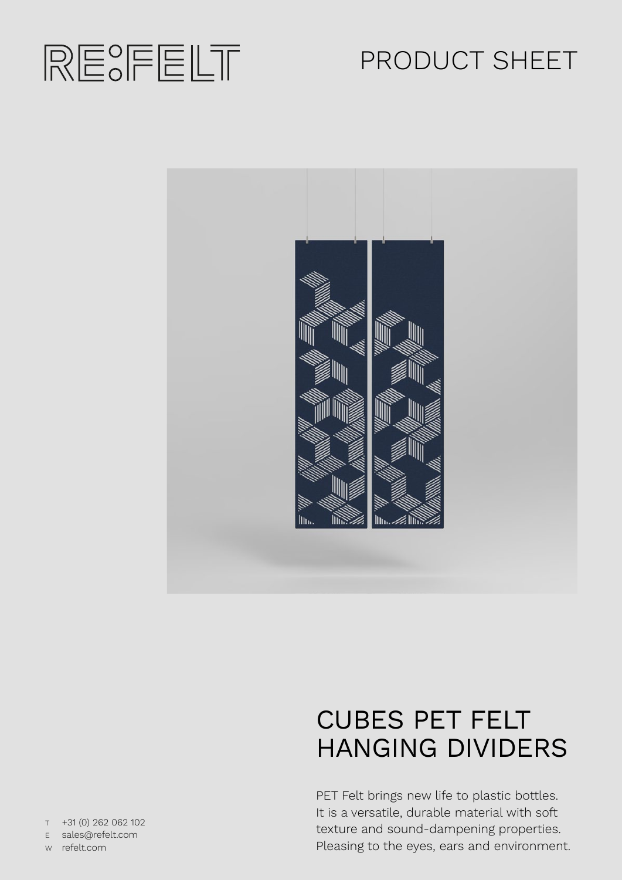RE:FELT

PRODUCT SHEET

# CUBES PET FELT HANGING DIVIDERS

PET Felt brings new life to plastic bottles. It is a versatile, durable material with soft texture and sound-dampening properties. Pleasing to the eyes, ears and environment.

T +31 (0) 262 062 102
E sales@refelt.com
W refelt.com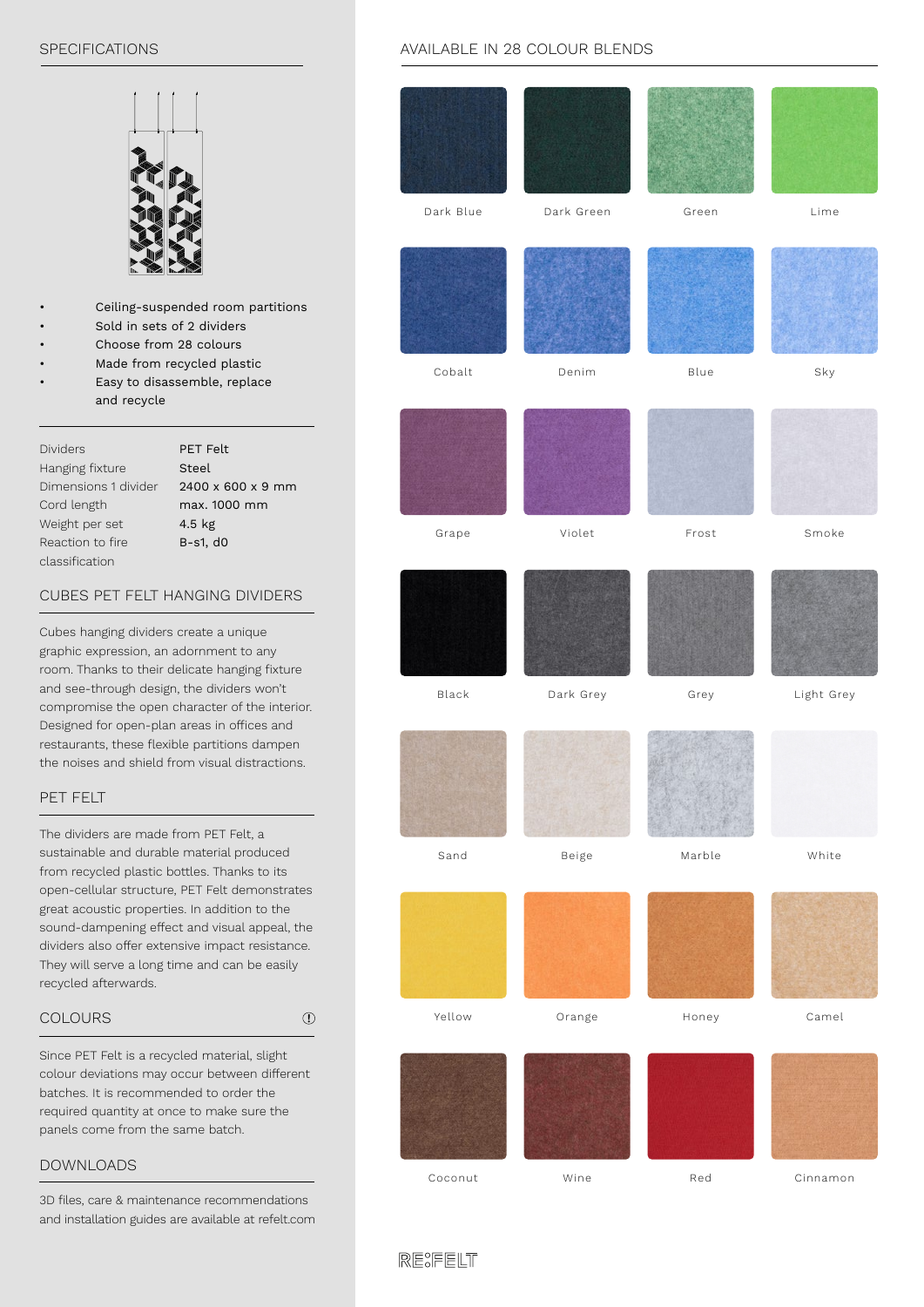## SPECIFICATIONS

- Ceiling-suspended room partitions
- Sold in sets of 2 dividers
- Choose from 28 colours
- Made from recycled plastic
- Easy to disassemble, replace and recycle

| | |
|---|---|
| Dividers | PET Felt |
| Hanging fixture | Steel |
| Dimensions 1 divider | 2400 x 600 x 9 mm |
| Cord length | max. 1000 mm |
| Weight per set | 4.5 kg |
| Reaction to fire classification | B-s1, d0 |

## CUBES PET FELT HANGING DIVIDERS

Cubes hanging dividers create a unique graphic expression, an adornment to any room. Thanks to their delicate hanging fixture and see-through design, the dividers won't compromise the open character of the interior. Designed for open-plan areas in offices and restaurants, these flexible partitions dampen the noises and shield from visual distractions.

## PET FELT

The dividers are made from PET Felt, a sustainable and durable material produced from recycled plastic bottles. Thanks to its open-cellular structure, PET Felt demonstrates great acoustic properties. In addition to the sound-dampening effect and visual appeal, the dividers also offer extensive impact resistance. They will serve a long time and can be easily recycled afterwards.

## COLOURS

Since PET Felt is a recycled material, slight colour deviations may occur between different batches. It is recommended to order the required quantity at once to make sure the panels come from the same batch.

## DOWNLOADS

3D files, care & maintenance recommendations and installation guides are available at refelt.com

## AVAILABLE IN 28 COLOUR BLENDS

Dark Blue, Dark Green, Green, Lime

Cobalt, Denim, Blue, Sky

Grape, Violet, Frost, Smoke

Black, Dark Grey, Grey, Light Grey

Sand, Beige, Marble, White

Yellow, Orange, Honey, Camel

Coconut, Wine, Red, Cinnamon

RE:FELT